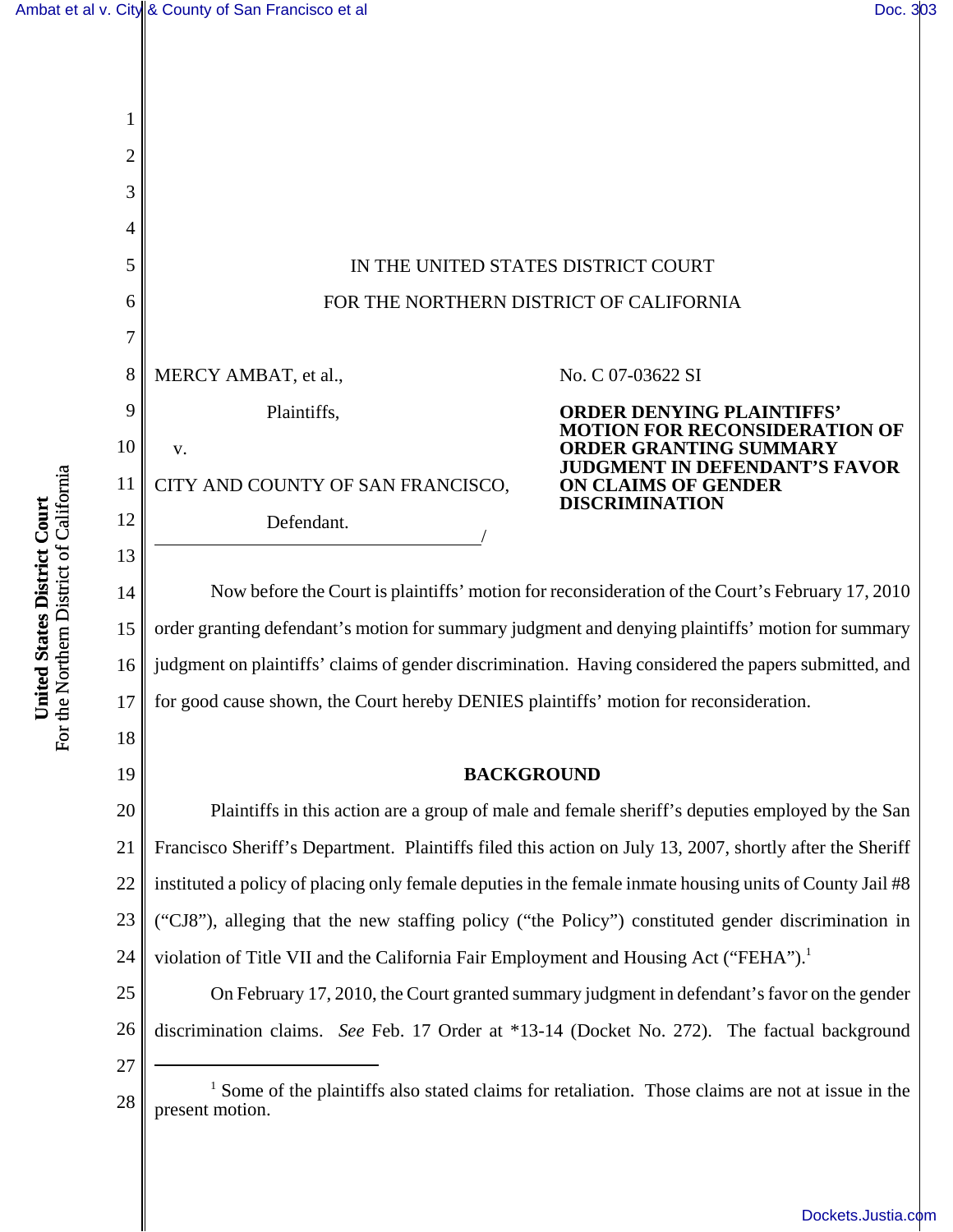IN THE UNITED STATES DISTRICT COURT

FOR THE NORTHERN DISTRICT OF CALIFORNIA

MERCY AMBAT, et al.,

Plaintiffs,

v.

CITY AND COUNTY OF SAN FRANCISCO,

Defendant.

No. C 07-03622 SI

**ORDER DENYING PLAINTIFFS' MOTION FOR RECONSIDERATION OF ORDER GRANTING SUMMARY JUDGMENT IN DEFENDANT'S FAVOR ON CLAIMS OF GENDER DISCRIMINATION**

Now before the Court is plaintiffs' motion for reconsideration of the Court's February 17, 2010 order granting defendant's motion for summary judgment and denying plaintiffs' motion for summary judgment on plaintiffs' claims of gender discrimination. Having considered the papers submitted, and for good cause shown, the Court hereby DENIES plaintiffs' motion for reconsideration.

**BACKGROUND**

Plaintiffs in this action are a group of male and female sheriff's deputies employed by the San Francisco Sheriff's Department. Plaintiffs filed this action on July 13, 2007, shortly after the Sheriff instituted a policy of placing only female deputies in the female inmate housing units of County Jail #8 ("CJ8"), alleging that the new staffing policy ("the Policy") constituted gender discrimination in violation of Title VII and the California Fair Employment and Housing Act ("FEHA").[1]

On February 17, 2010, the Court granted summary judgment in defendant's favor on the gender discrimination claims. *See* Feb. 17 Order at *13-14 (Docket No. 272). The factual background

[1] Some of the plaintiffs also stated claims for retaliation. Those claims are not at issue in the present motion.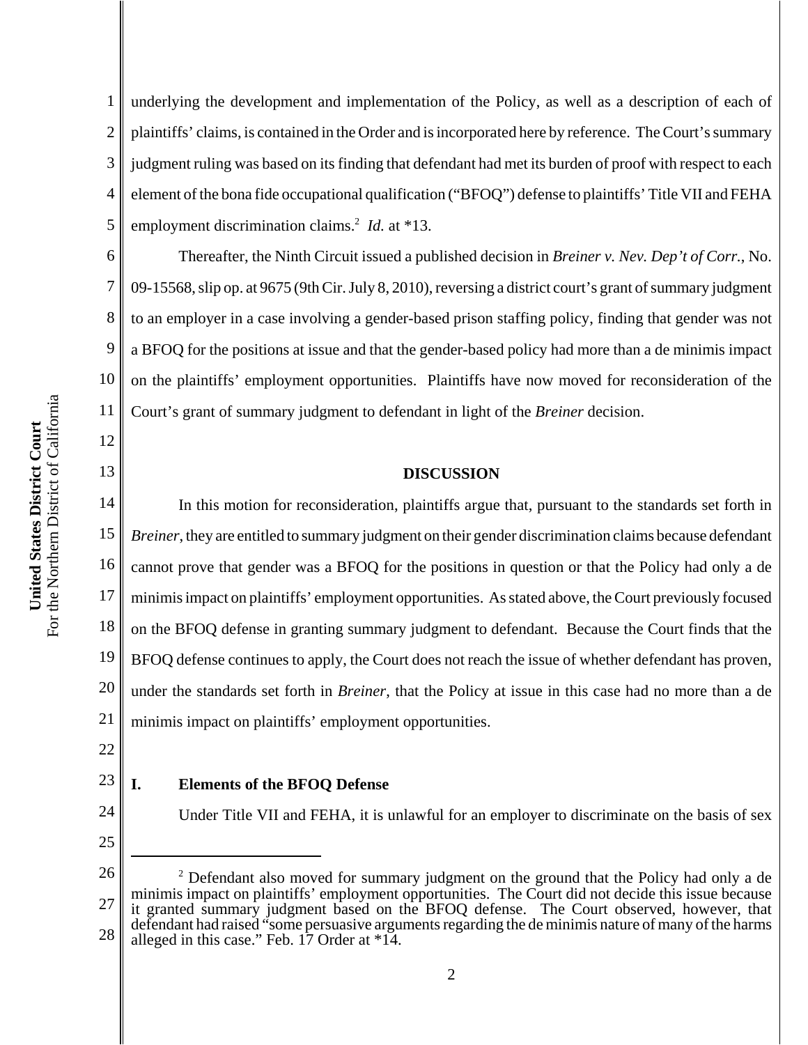underlying the development and implementation of the Policy, as well as a description of each of plaintiffs' claims, is contained in the Order and is incorporated here by reference. The Court's summary judgment ruling was based on its finding that defendant had met its burden of proof with respect to each element of the bona fide occupational qualification ("BFOQ") defense to plaintiffs' Title VII and FEHA employment discrimination claims.[2] *Id.* at *13.

Thereafter, the Ninth Circuit issued a published decision in *Breiner v. Nev. Dep't of Corr.*, No. 09-15568, slip op. at 9675 (9th Cir. July 8, 2010), reversing a district court's grant of summary judgment to an employer in a case involving a gender-based prison staffing policy, finding that gender was not a BFOQ for the positions at issue and that the gender-based policy had more than a de minimis impact on the plaintiffs' employment opportunities. Plaintiffs have now moved for reconsideration of the Court's grant of summary judgment to defendant in light of the *Breiner* decision.

## DISCUSSION

In this motion for reconsideration, plaintiffs argue that, pursuant to the standards set forth in *Breiner*, they are entitled to summary judgment on their gender discrimination claims because defendant cannot prove that gender was a BFOQ for the positions in question or that the Policy had only a de minimis impact on plaintiffs' employment opportunities. As stated above, the Court previously focused on the BFOQ defense in granting summary judgment to defendant. Because the Court finds that the BFOQ defense continues to apply, the Court does not reach the issue of whether defendant has proven, under the standards set forth in *Breiner*, that the Policy at issue in this case had no more than a de minimis impact on plaintiffs' employment opportunities.

### I. Elements of the BFOQ Defense

Under Title VII and FEHA, it is unlawful for an employer to discriminate on the basis of sex

---

[2] Defendant also moved for summary judgment on the ground that the Policy had only a de minimis impact on plaintiffs' employment opportunities. The Court did not decide this issue because it granted summary judgment based on the BFOQ defense. The Court observed, however, that defendant had raised "some persuasive arguments regarding the de minimis nature of many of the harms alleged in this case." Feb. 17 Order at *14.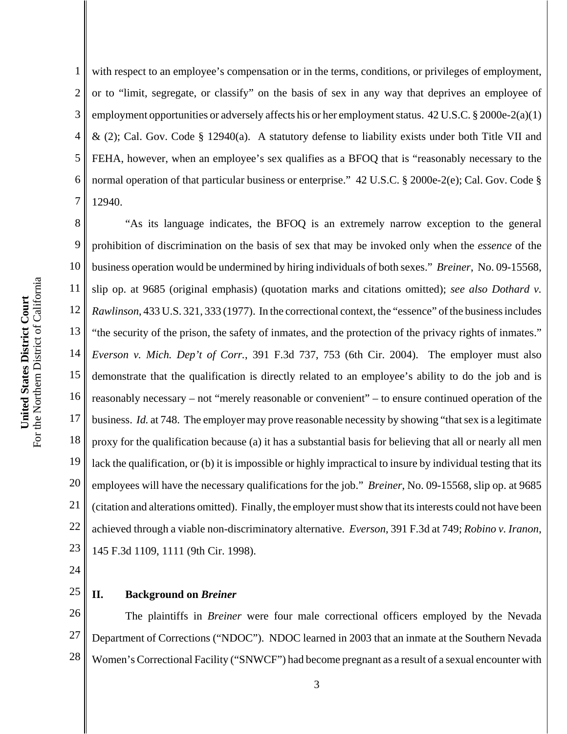with respect to an employee's compensation or in the terms, conditions, or privileges of employment, or to "limit, segregate, or classify" on the basis of sex in any way that deprives an employee of employment opportunities or adversely affects his or her employment status. 42 U.S.C. § 2000e-2(a)(1) & (2); Cal. Gov. Code § 12940(a). A statutory defense to liability exists under both Title VII and FEHA, however, when an employee's sex qualifies as a BFOQ that is "reasonably necessary to the normal operation of that particular business or enterprise." 42 U.S.C. § 2000e-2(e); Cal. Gov. Code § 12940.

"As its language indicates, the BFOQ is an extremely narrow exception to the general prohibition of discrimination on the basis of sex that may be invoked only when the *essence* of the business operation would be undermined by hiring individuals of both sexes." *Breiner*, No. 09-15568, slip op. at 9685 (original emphasis) (quotation marks and citations omitted); *see also Dothard v. Rawlinson*, 433 U.S. 321, 333 (1977). In the correctional context, the "essence" of the business includes "the security of the prison, the safety of inmates, and the protection of the privacy rights of inmates." *Everson v. Mich. Dep't of Corr.*, 391 F.3d 737, 753 (6th Cir. 2004). The employer must also demonstrate that the qualification is directly related to an employee's ability to do the job and is reasonably necessary – not "merely reasonable or convenient" – to ensure continued operation of the business. *Id.* at 748. The employer may prove reasonable necessity by showing "that sex is a legitimate proxy for the qualification because (a) it has a substantial basis for believing that all or nearly all men lack the qualification, or (b) it is impossible or highly impractical to insure by individual testing that its employees will have the necessary qualifications for the job." *Breiner*, No. 09-15568, slip op. at 9685 (citation and alterations omitted). Finally, the employer must show that its interests could not have been achieved through a viable non-discriminatory alternative. *Everson*, 391 F.3d at 749; *Robino v. Iranon*, 145 F.3d 1109, 1111 (9th Cir. 1998).

## II. Background on *Breiner*

The plaintiffs in *Breiner* were four male correctional officers employed by the Nevada Department of Corrections ("NDOC"). NDOC learned in 2003 that an inmate at the Southern Nevada Women's Correctional Facility ("SNWCF") had become pregnant as a result of a sexual encounter with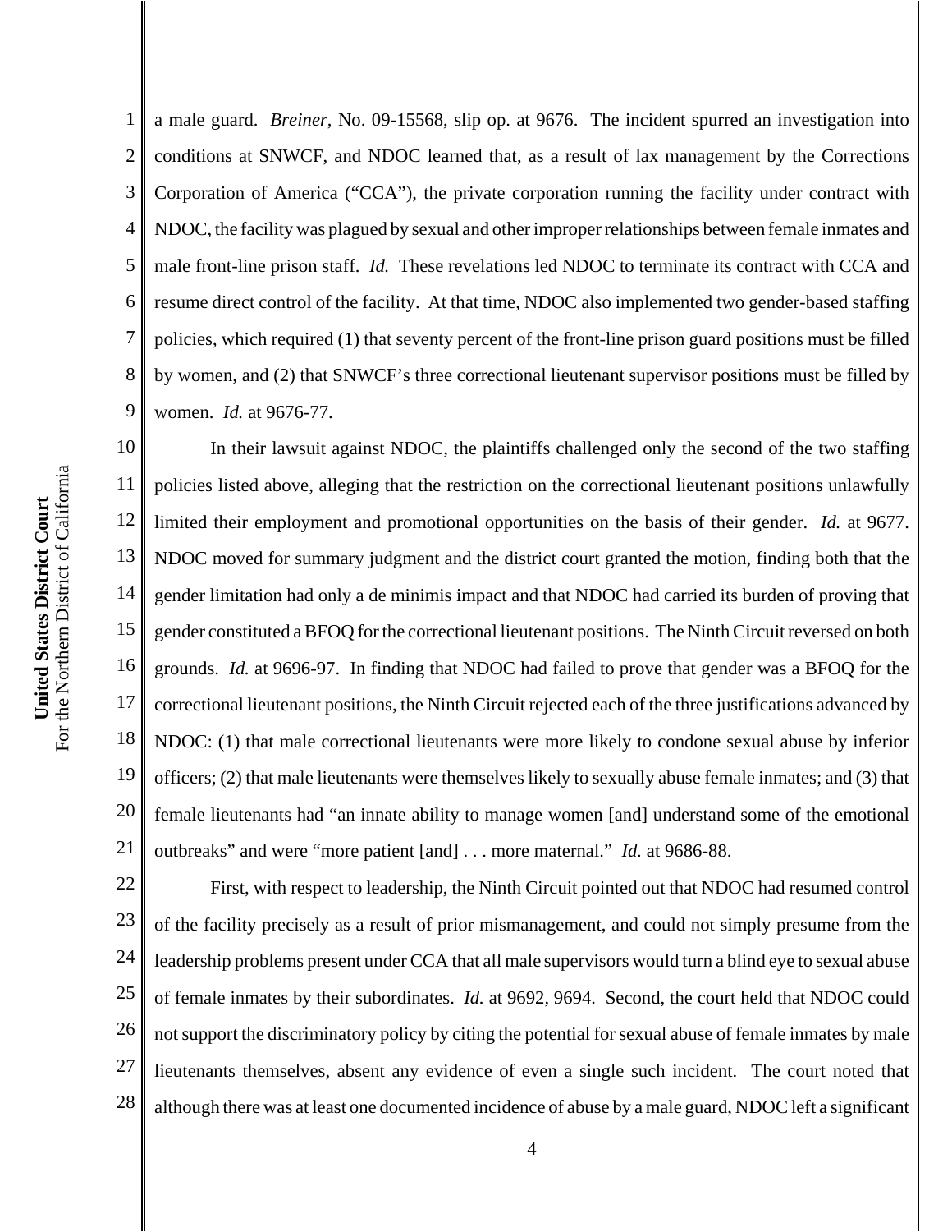a male guard. *Breiner*, No. 09-15568, slip op. at 9676. The incident spurred an investigation into conditions at SNWCF, and NDOC learned that, as a result of lax management by the Corrections Corporation of America ("CCA"), the private corporation running the facility under contract with NDOC, the facility was plagued by sexual and other improper relationships between female inmates and male front-line prison staff. *Id.* These revelations led NDOC to terminate its contract with CCA and resume direct control of the facility. At that time, NDOC also implemented two gender-based staffing policies, which required (1) that seventy percent of the front-line prison guard positions must be filled by women, and (2) that SNWCF's three correctional lieutenant supervisor positions must be filled by women. *Id.* at 9676-77.

In their lawsuit against NDOC, the plaintiffs challenged only the second of the two staffing policies listed above, alleging that the restriction on the correctional lieutenant positions unlawfully limited their employment and promotional opportunities on the basis of their gender. *Id.* at 9677. NDOC moved for summary judgment and the district court granted the motion, finding both that the gender limitation had only a de minimis impact and that NDOC had carried its burden of proving that gender constituted a BFOQ for the correctional lieutenant positions. The Ninth Circuit reversed on both grounds. *Id.* at 9696-97. In finding that NDOC had failed to prove that gender was a BFOQ for the correctional lieutenant positions, the Ninth Circuit rejected each of the three justifications advanced by NDOC: (1) that male correctional lieutenants were more likely to condone sexual abuse by inferior officers; (2) that male lieutenants were themselves likely to sexually abuse female inmates; and (3) that female lieutenants had "an innate ability to manage women [and] understand some of the emotional outbreaks" and were "more patient [and] . . . more maternal." *Id.* at 9686-88.

First, with respect to leadership, the Ninth Circuit pointed out that NDOC had resumed control of the facility precisely as a result of prior mismanagement, and could not simply presume from the leadership problems present under CCA that all male supervisors would turn a blind eye to sexual abuse of female inmates by their subordinates. *Id.* at 9692, 9694. Second, the court held that NDOC could not support the discriminatory policy by citing the potential for sexual abuse of female inmates by male lieutenants themselves, absent any evidence of even a single such incident. The court noted that although there was at least one documented incidence of abuse by a male guard, NDOC left a significant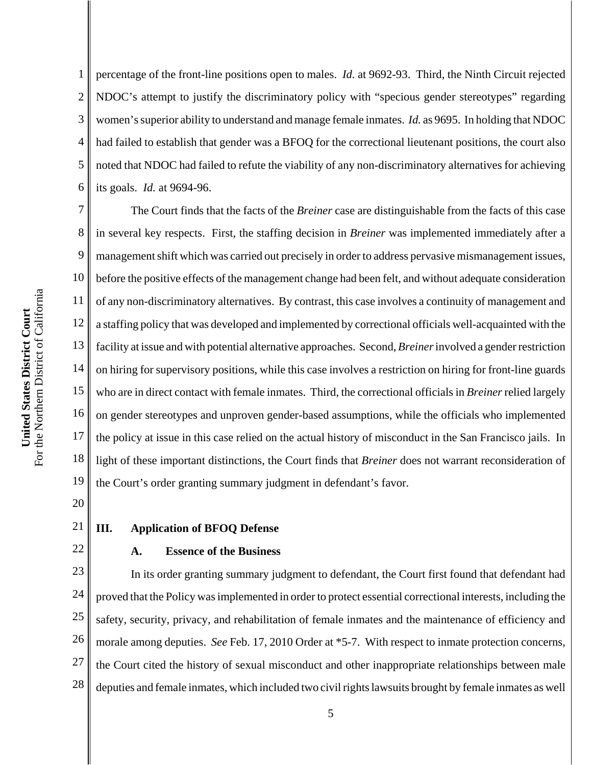percentage of the front-line positions open to males. *Id.* at 9692-93. Third, the Ninth Circuit rejected NDOC's attempt to justify the discriminatory policy with "specious gender stereotypes" regarding women's superior ability to understand and manage female inmates. *Id.* as 9695. In holding that NDOC had failed to establish that gender was a BFOQ for the correctional lieutenant positions, the court also noted that NDOC had failed to refute the viability of any non-discriminatory alternatives for achieving its goals. *Id.* at 9694-96.

The Court finds that the facts of the *Breiner* case are distinguishable from the facts of this case in several key respects. First, the staffing decision in *Breiner* was implemented immediately after a management shift which was carried out precisely in order to address pervasive mismanagement issues, before the positive effects of the management change had been felt, and without adequate consideration of any non-discriminatory alternatives. By contrast, this case involves a continuity of management and a staffing policy that was developed and implemented by correctional officials well-acquainted with the facility at issue and with potential alternative approaches. Second, *Breiner* involved a gender restriction on hiring for supervisory positions, while this case involves a restriction on hiring for front-line guards who are in direct contact with female inmates. Third, the correctional officials in *Breiner* relied largely on gender stereotypes and unproven gender-based assumptions, while the officials who implemented the policy at issue in this case relied on the actual history of misconduct in the San Francisco jails. In light of these important distinctions, the Court finds that *Breiner* does not warrant reconsideration of the Court's order granting summary judgment in defendant's favor.

## III. Application of BFOQ Defense

### A. Essence of the Business

In its order granting summary judgment to defendant, the Court first found that defendant had proved that the Policy was implemented in order to protect essential correctional interests, including the safety, security, privacy, and rehabilitation of female inmates and the maintenance of efficiency and morale among deputies. *See* Feb. 17, 2010 Order at *5-7. With respect to inmate protection concerns, the Court cited the history of sexual misconduct and other inappropriate relationships between male deputies and female inmates, which included two civil rights lawsuits brought by female inmates as well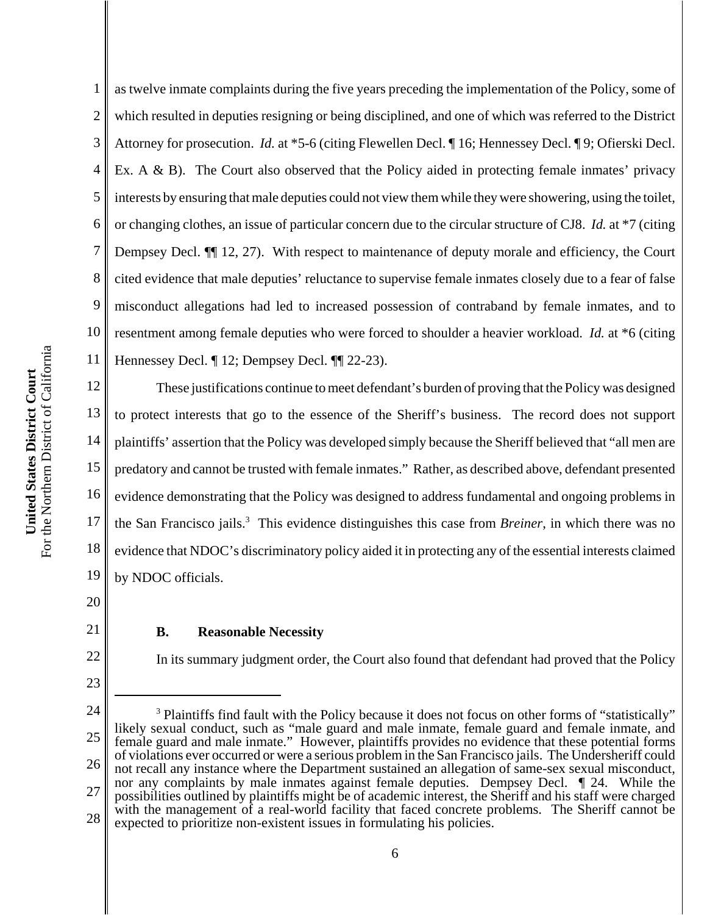as twelve inmate complaints during the five years preceding the implementation of the Policy, some of which resulted in deputies resigning or being disciplined, and one of which was referred to the District Attorney for prosecution. *Id.* at *5-6 (citing Flewellen Decl. ¶ 16; Hennessey Decl. ¶ 9; Ofierski Decl. Ex. A & B). The Court also observed that the Policy aided in protecting female inmates' privacy interests by ensuring that male deputies could not view them while they were showering, using the toilet, or changing clothes, an issue of particular concern due to the circular structure of CJ8. *Id.* at *7 (citing Dempsey Decl. ¶¶ 12, 27). With respect to maintenance of deputy morale and efficiency, the Court cited evidence that male deputies' reluctance to supervise female inmates closely due to a fear of false misconduct allegations had led to increased possession of contraband by female inmates, and to resentment among female deputies who were forced to shoulder a heavier workload. *Id.* at *6 (citing Hennessey Decl. ¶ 12; Dempsey Decl. ¶¶ 22-23).

These justifications continue to meet defendant's burden of proving that the Policy was designed to protect interests that go to the essence of the Sheriff's business. The record does not support plaintiffs' assertion that the Policy was developed simply because the Sheriff believed that "all men are predatory and cannot be trusted with female inmates." Rather, as described above, defendant presented evidence demonstrating that the Policy was designed to address fundamental and ongoing problems in the San Francisco jails.[3] This evidence distinguishes this case from *Breiner*, in which there was no evidence that NDOC's discriminatory policy aided it in protecting any of the essential interests claimed by NDOC officials.

### B. Reasonable Necessity

In its summary judgment order, the Court also found that defendant had proved that the Policy

---

[3] Plaintiffs find fault with the Policy because it does not focus on other forms of "statistically" likely sexual conduct, such as "male guard and male inmate, female guard and female inmate, and female guard and male inmate." However, plaintiffs provides no evidence that these potential forms of violations ever occurred or were a serious problem in the San Francisco jails. The Undersheriff could not recall any instance where the Department sustained an allegation of same-sex sexual misconduct, nor any complaints by male inmates against female deputies. Dempsey Decl. ¶ 24. While the possibilities outlined by plaintiffs might be of academic interest, the Sheriff and his staff were charged with the management of a real-world facility that faced concrete problems. The Sheriff cannot be expected to prioritize non-existent issues in formulating his policies.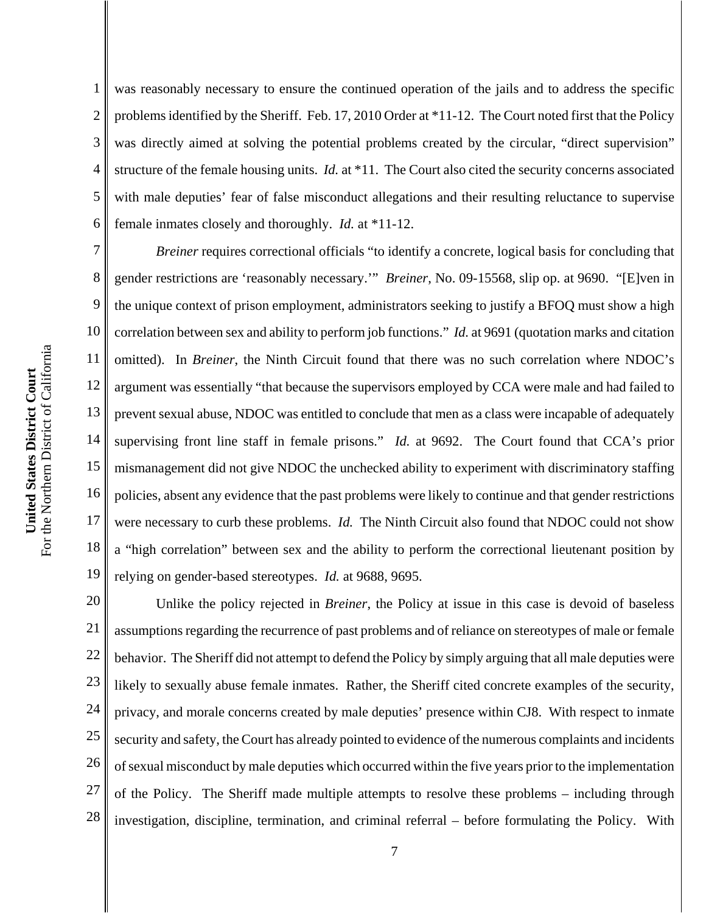was reasonably necessary to ensure the continued operation of the jails and to address the specific problems identified by the Sheriff. Feb. 17, 2010 Order at *11-12. The Court noted first that the Policy was directly aimed at solving the potential problems created by the circular, "direct supervision" structure of the female housing units. *Id.* at *11. The Court also cited the security concerns associated with male deputies' fear of false misconduct allegations and their resulting reluctance to supervise female inmates closely and thoroughly. *Id.* at *11-12.

*Breiner* requires correctional officials "to identify a concrete, logical basis for concluding that gender restrictions are 'reasonably necessary.'" *Breiner*, No. 09-15568, slip op. at 9690. "[E]ven in the unique context of prison employment, administrators seeking to justify a BFOQ must show a high correlation between sex and ability to perform job functions." *Id.* at 9691 (quotation marks and citation omitted). In *Breiner*, the Ninth Circuit found that there was no such correlation where NDOC's argument was essentially "that because the supervisors employed by CCA were male and had failed to prevent sexual abuse, NDOC was entitled to conclude that men as a class were incapable of adequately supervising front line staff in female prisons." *Id.* at 9692. The Court found that CCA's prior mismanagement did not give NDOC the unchecked ability to experiment with discriminatory staffing policies, absent any evidence that the past problems were likely to continue and that gender restrictions were necessary to curb these problems. *Id.* The Ninth Circuit also found that NDOC could not show a "high correlation" between sex and the ability to perform the correctional lieutenant position by relying on gender-based stereotypes. *Id.* at 9688, 9695.

Unlike the policy rejected in *Breiner*, the Policy at issue in this case is devoid of baseless assumptions regarding the recurrence of past problems and of reliance on stereotypes of male or female behavior. The Sheriff did not attempt to defend the Policy by simply arguing that all male deputies were likely to sexually abuse female inmates. Rather, the Sheriff cited concrete examples of the security, privacy, and morale concerns created by male deputies' presence within CJ8. With respect to inmate security and safety, the Court has already pointed to evidence of the numerous complaints and incidents of sexual misconduct by male deputies which occurred within the five years prior to the implementation of the Policy. The Sheriff made multiple attempts to resolve these problems – including through investigation, discipline, termination, and criminal referral – before formulating the Policy. With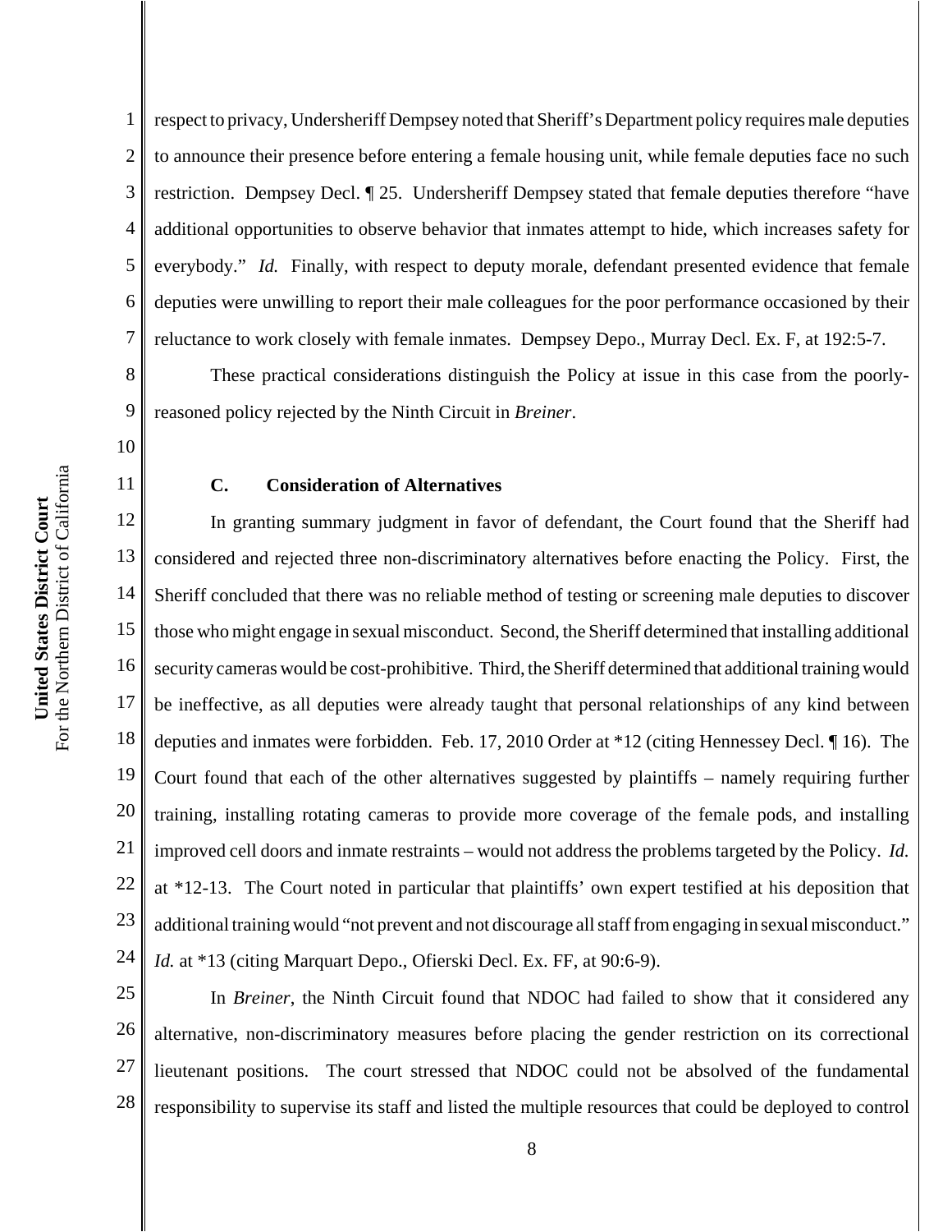respect to privacy, Undersheriff Dempsey noted that Sheriff's Department policy requires male deputies to announce their presence before entering a female housing unit, while female deputies face no such restriction. Dempsey Decl. ¶ 25. Undersheriff Dempsey stated that female deputies therefore "have additional opportunities to observe behavior that inmates attempt to hide, which increases safety for everybody." *Id.* Finally, with respect to deputy morale, defendant presented evidence that female deputies were unwilling to report their male colleagues for the poor performance occasioned by their reluctance to work closely with female inmates. Dempsey Depo., Murray Decl. Ex. F, at 192:5-7.

These practical considerations distinguish the Policy at issue in this case from the poorly-reasoned policy rejected by the Ninth Circuit in *Breiner*.

### C. Consideration of Alternatives

In granting summary judgment in favor of defendant, the Court found that the Sheriff had considered and rejected three non-discriminatory alternatives before enacting the Policy. First, the Sheriff concluded that there was no reliable method of testing or screening male deputies to discover those who might engage in sexual misconduct. Second, the Sheriff determined that installing additional security cameras would be cost-prohibitive. Third, the Sheriff determined that additional training would be ineffective, as all deputies were already taught that personal relationships of any kind between deputies and inmates were forbidden. Feb. 17, 2010 Order at *12 (citing Hennessey Decl. ¶ 16). The Court found that each of the other alternatives suggested by plaintiffs – namely requiring further training, installing rotating cameras to provide more coverage of the female pods, and installing improved cell doors and inmate restraints – would not address the problems targeted by the Policy. *Id.* at *12-13. The Court noted in particular that plaintiffs' own expert testified at his deposition that additional training would "not prevent and not discourage all staff from engaging in sexual misconduct." *Id.* at *13 (citing Marquart Depo., Ofierski Decl. Ex. FF, at 90:6-9).

In *Breiner*, the Ninth Circuit found that NDOC had failed to show that it considered any alternative, non-discriminatory measures before placing the gender restriction on its correctional lieutenant positions. The court stressed that NDOC could not be absolved of the fundamental responsibility to supervise its staff and listed the multiple resources that could be deployed to control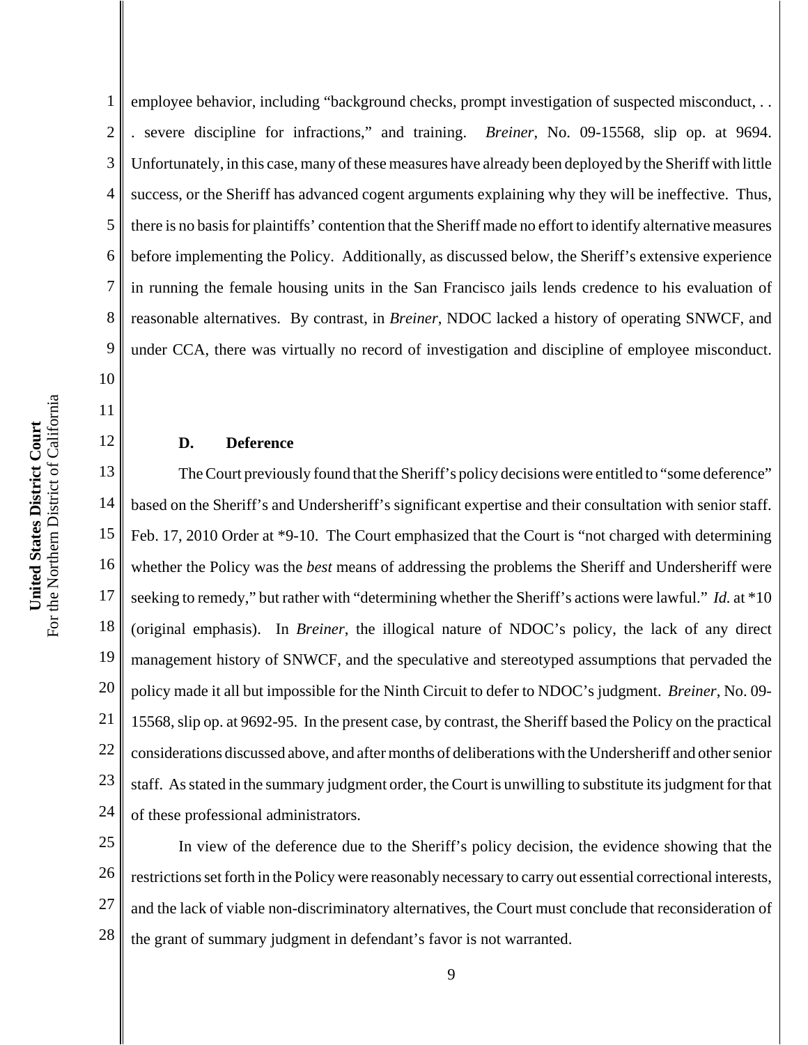employee behavior, including "background checks, prompt investigation of suspected misconduct, . . . severe discipline for infractions," and training. *Breiner*, No. 09-15568, slip op. at 9694. Unfortunately, in this case, many of these measures have already been deployed by the Sheriff with little success, or the Sheriff has advanced cogent arguments explaining why they will be ineffective. Thus, there is no basis for plaintiffs' contention that the Sheriff made no effort to identify alternative measures before implementing the Policy. Additionally, as discussed below, the Sheriff's extensive experience in running the female housing units in the San Francisco jails lends credence to his evaluation of reasonable alternatives. By contrast, in *Breiner*, NDOC lacked a history of operating SNWCF, and under CCA, there was virtually no record of investigation and discipline of employee misconduct.

**D. Deference**

The Court previously found that the Sheriff's policy decisions were entitled to "some deference" based on the Sheriff's and Undersheriff's significant expertise and their consultation with senior staff. Feb. 17, 2010 Order at *9-10. The Court emphasized that the Court is "not charged with determining whether the Policy was the *best* means of addressing the problems the Sheriff and Undersheriff were seeking to remedy," but rather with "determining whether the Sheriff's actions were lawful." *Id.* at *10 (original emphasis). In *Breiner*, the illogical nature of NDOC's policy, the lack of any direct management history of SNWCF, and the speculative and stereotyped assumptions that pervaded the policy made it all but impossible for the Ninth Circuit to defer to NDOC's judgment. *Breiner*, No. 09-15568, slip op. at 9692-95. In the present case, by contrast, the Sheriff based the Policy on the practical considerations discussed above, and after months of deliberations with the Undersheriff and other senior staff. As stated in the summary judgment order, the Court is unwilling to substitute its judgment for that of these professional administrators.

In view of the deference due to the Sheriff's policy decision, the evidence showing that the restrictions set forth in the Policy were reasonably necessary to carry out essential correctional interests, and the lack of viable non-discriminatory alternatives, the Court must conclude that reconsideration of the grant of summary judgment in defendant's favor is not warranted.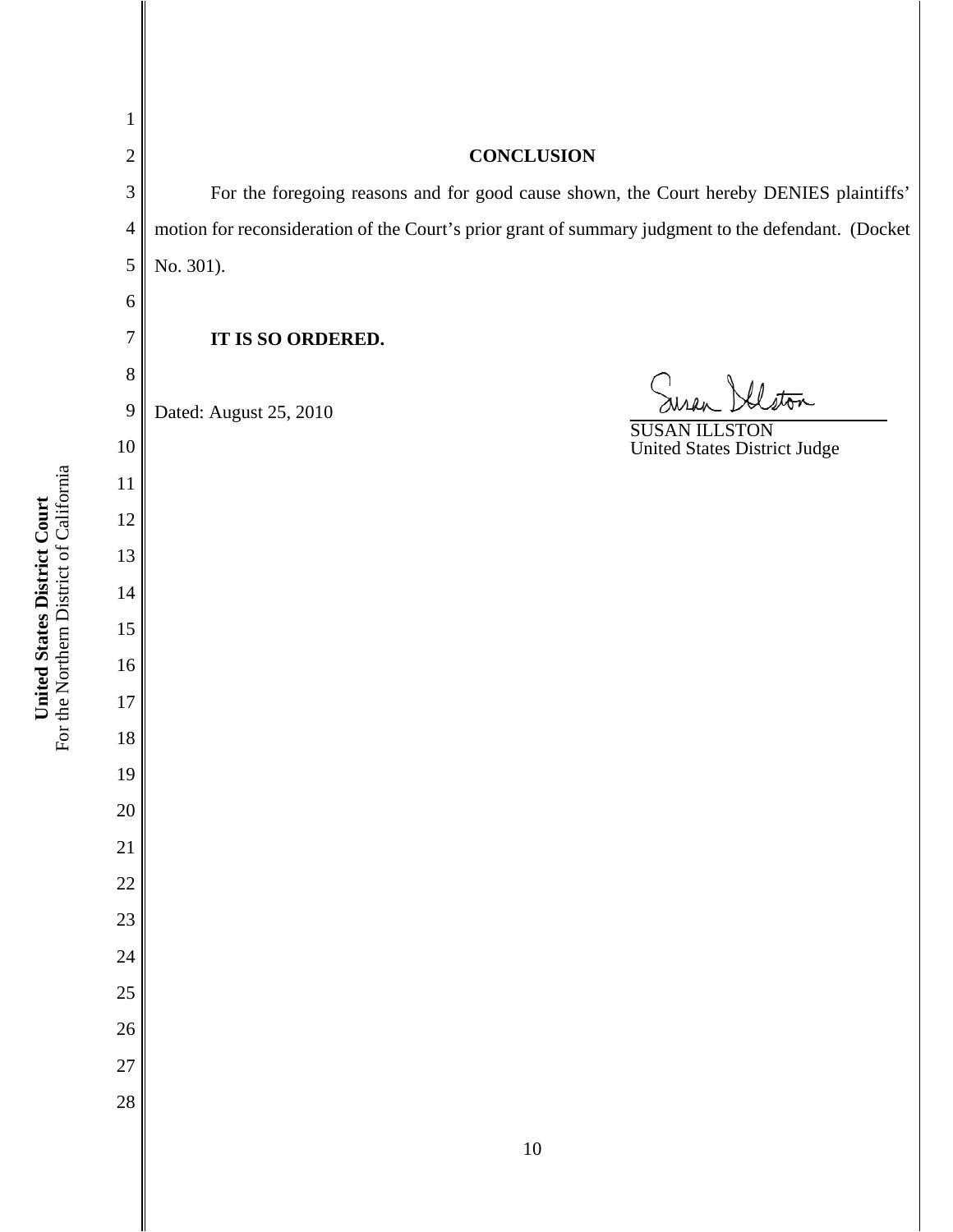## CONCLUSION

For the foregoing reasons and for good cause shown, the Court hereby DENIES plaintiffs' motion for reconsideration of the Court's prior grant of summary judgment to the defendant. (Docket No. 301).

**IT IS SO ORDERED.**

Dated: August 25, 2010

SUSAN ILLSTON
United States District Judge